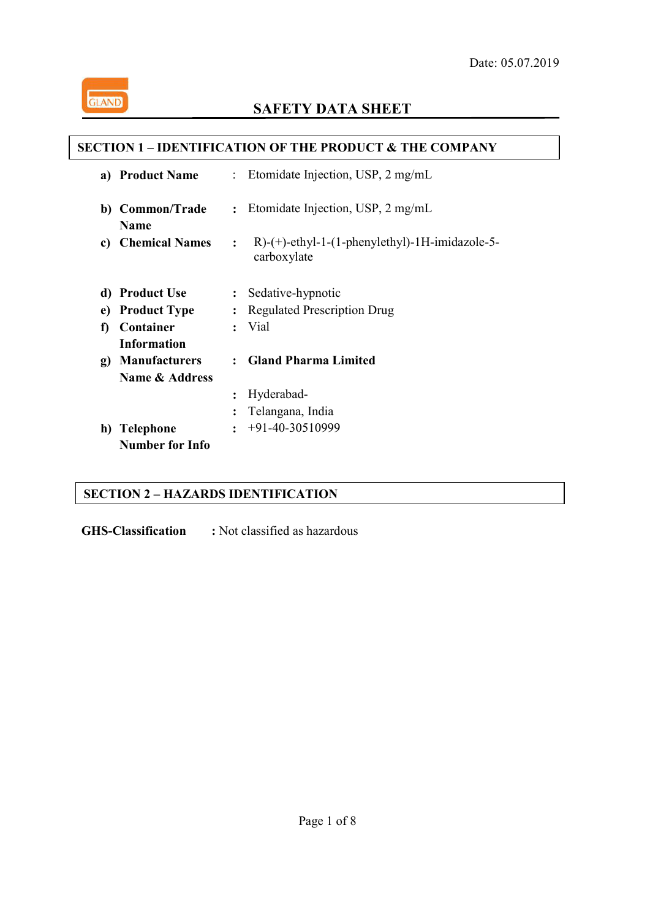Date: 05.07.2019

GLAND

# SAFETY DATA SHEET

## SECTION 1 – IDENTIFICATION OF THE PRODUCT & THE COMPANY

a) **Product Name** : Etomidate Injection, USP, 2 mg/mL

b) **Common/Trade Name** : Etomidate Injection, USP, 2 mg/mL

c) **Chemical Names** : R)-(+)-ethyl-1-(1-phenylethyl)-1H-imidazole-5-carboxylate

d) **Product Use** : Sedative-hypnotic

e) **Product Type** : Regulated Prescription Drug

f) **Container Information** : Vial

g) **Manufacturers Name & Address** : **Gland Pharma Limited**
: Hyderabad-
: Telangana, India

h) **Telephone Number for Info** : +91-40-30510999

## SECTION 2 – HAZARDS IDENTIFICATION

**GHS-Classification** : Not classified as hazardous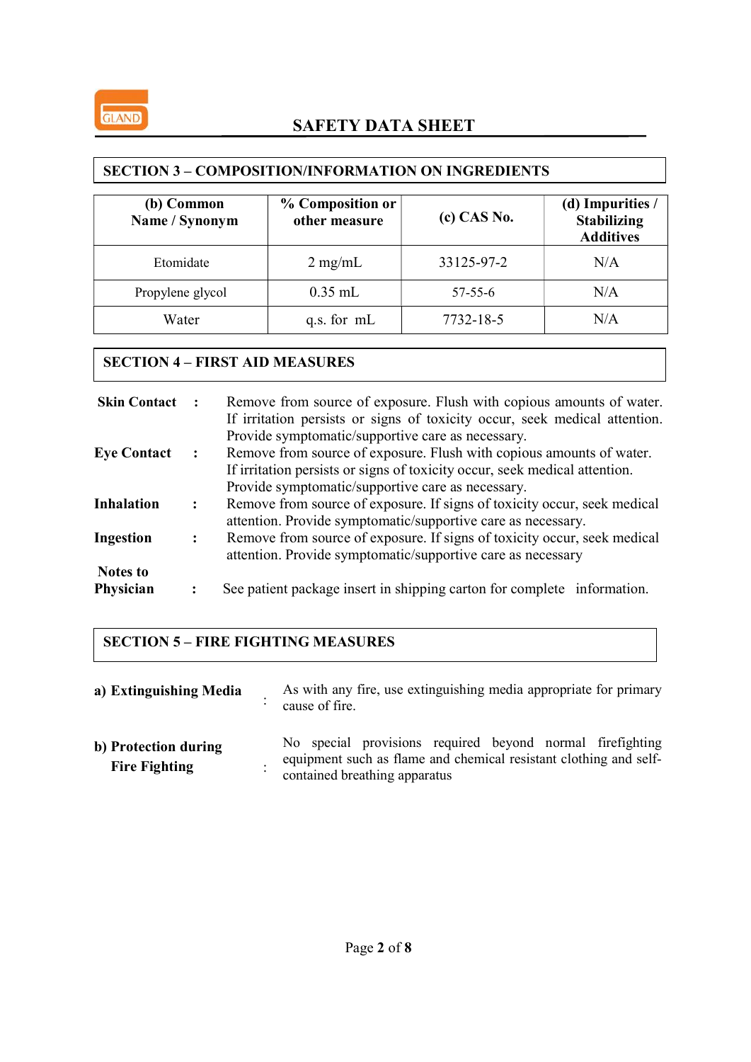## SECTION 3 – COMPOSITION/INFORMATION ON INGREDIENTS

| (b) Common Name / Synonym | % Composition or other measure | (c) CAS No. | (d) Impurities / Stabilizing Additives |
|---|---|---|---|
| Etomidate | 2 mg/mL | 33125-97-2 | N/A |
| Propylene glycol | 0.35 mL | 57-55-6 | N/A |
| Water | q.s. for mL | 7732-18-5 | N/A |

## SECTION 4 – FIRST AID MEASURES

**Skin Contact** : Remove from source of exposure. Flush with copious amounts of water. If irritation persists or signs of toxicity occur, seek medical attention. Provide symptomatic/supportive care as necessary.

**Eye Contact** : Remove from source of exposure. Flush with copious amounts of water. If irritation persists or signs of toxicity occur, seek medical attention. Provide symptomatic/supportive care as necessary.

**Inhalation** : Remove from source of exposure. If signs of toxicity occur, seek medical attention. Provide symptomatic/supportive care as necessary.

**Ingestion** : Remove from source of exposure. If signs of toxicity occur, seek medical attention. Provide symptomatic/supportive care as necessary

**Notes to Physician** : See patient package insert in shipping carton for complete information.

## SECTION 5 – FIRE FIGHTING MEASURES

**a) Extinguishing Media** : As with any fire, use extinguishing media appropriate for primary cause of fire.

**b) Protection during Fire Fighting** : No special provisions required beyond normal firefighting equipment such as flame and chemical resistant clothing and self-contained breathing apparatus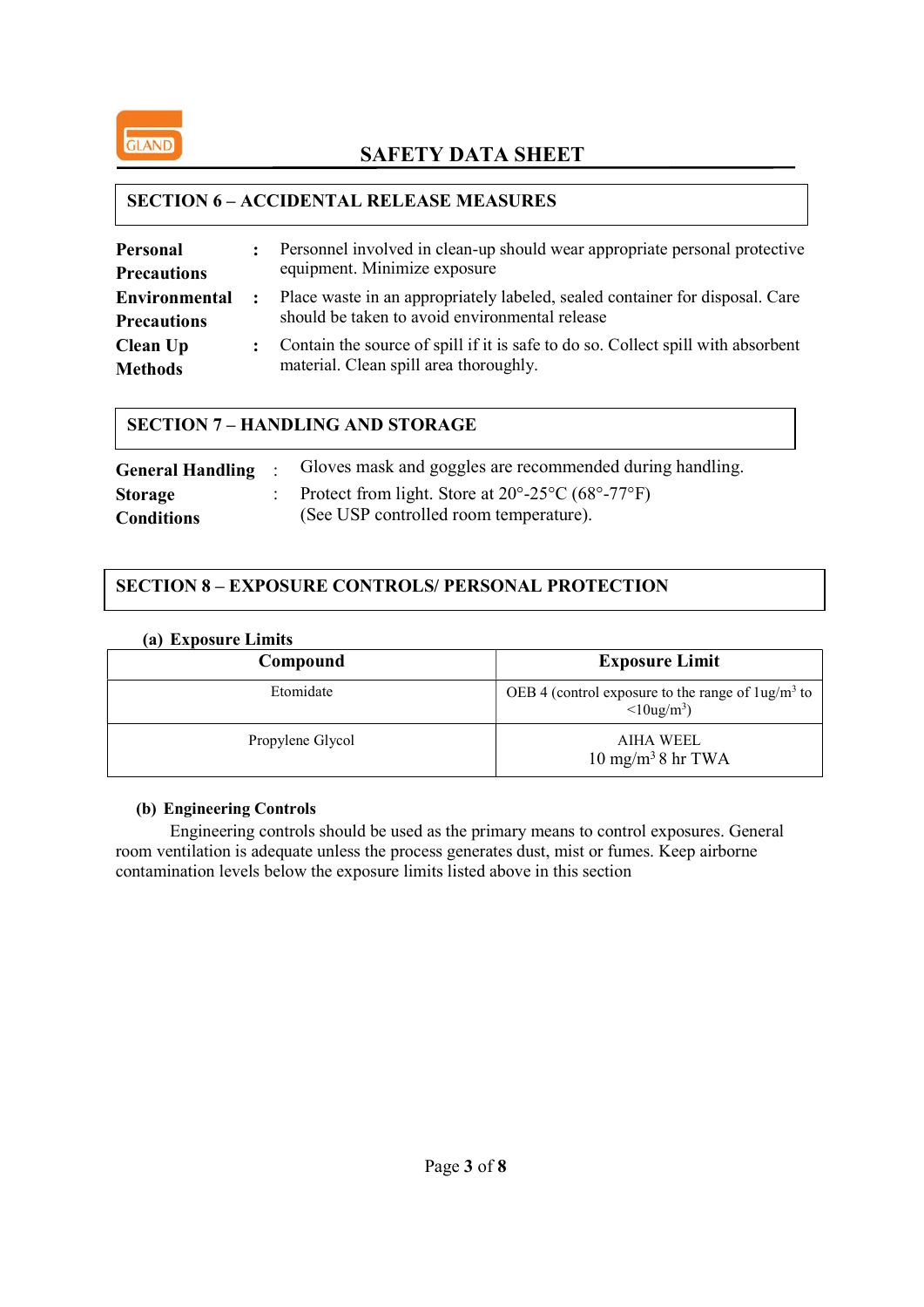## SECTION 6 – ACCIDENTAL RELEASE MEASURES

**Personal Precautions** : Personnel involved in clean-up should wear appropriate personal protective equipment. Minimize exposure

**Environmental Precautions** : Place waste in an appropriately labeled, sealed container for disposal. Care should be taken to avoid environmental release

**Clean Up Methods** : Contain the source of spill if it is safe to do so. Collect spill with absorbent material. Clean spill area thoroughly.

## SECTION 7 – HANDLING AND STORAGE

**General Handling** : Gloves mask and goggles are recommended during handling.

**Storage Conditions** : Protect from light. Store at 20°-25°C (68°-77°F) (See USP controlled room temperature).

## SECTION 8 – EXPOSURE CONTROLS/ PERSONAL PROTECTION

**(a) Exposure Limits**

| Compound | Exposure Limit |
|---|---|
| Etomidate | OEB 4 (control exposure to the range of 1ug/m$^3$ to <10ug/m$^3$) |
| Propylene Glycol | AIHA WEEL 10 mg/m$^3$ 8 hr TWA |

**(b) Engineering Controls**

Engineering controls should be used as the primary means to control exposures. General room ventilation is adequate unless the process generates dust, mist or fumes. Keep airborne contamination levels below the exposure limits listed above in this section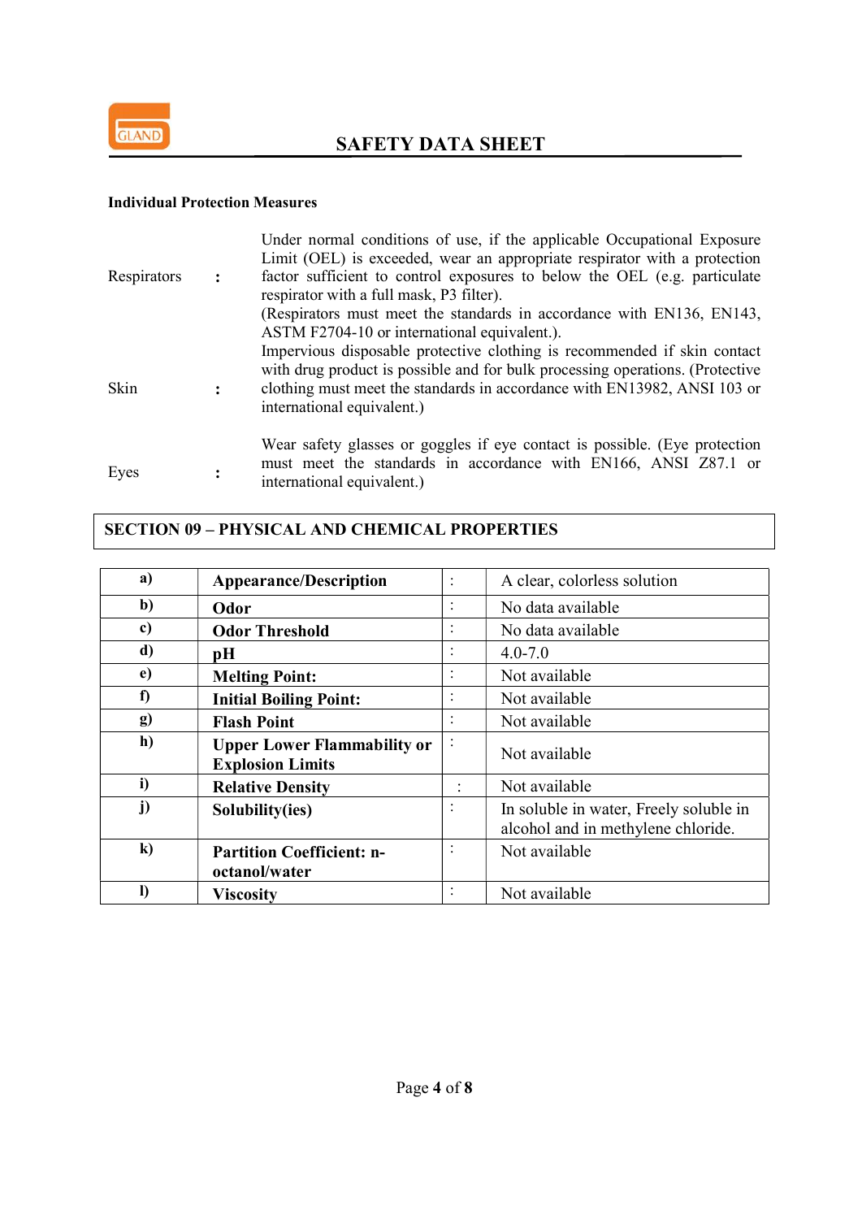**Individual Protection Measures**

| | | |
|---|---|---|
| Respirators | : | Under normal conditions of use, if the applicable Occupational Exposure Limit (OEL) is exceeded, wear an appropriate respirator with a protection factor sufficient to control exposures to below the OEL (e.g. particulate respirator with a full mask, P3 filter). (Respirators must meet the standards in accordance with EN136, EN143, ASTM F2704-10 or international equivalent.). |
| Skin | : | Impervious disposable protective clothing is recommended if skin contact with drug product is possible and for bulk processing operations. (Protective clothing must meet the standards in accordance with EN13982, ANSI 103 or international equivalent.) |
| Eyes | : | Wear safety glasses or goggles if eye contact is possible. (Eye protection must meet the standards in accordance with EN166, ANSI Z87.1 or international equivalent.) |

## SECTION 09 – PHYSICAL AND CHEMICAL PROPERTIES

| | | | |
|---|---|---|---|
| a) | **Appearance/Description** | : | A clear, colorless solution |
| b) | **Odor** | : | No data available |
| c) | **Odor Threshold** | : | No data available |
| d) | **pH** | : | 4.0-7.0 |
| e) | **Melting Point:** | : | Not available |
| f) | **Initial Boiling Point:** | : | Not available |
| g) | **Flash Point** | : | Not available |
| h) | **Upper Lower Flammability or Explosion Limits** | : | Not available |
| i) | **Relative Density** | : | Not available |
| j) | **Solubility(ies)** | : | In soluble in water, Freely soluble in alcohol and in methylene chloride. |
| k) | **Partition Coefficient: n-octanol/water** | : | Not available |
| l) | **Viscosity** | : | Not available |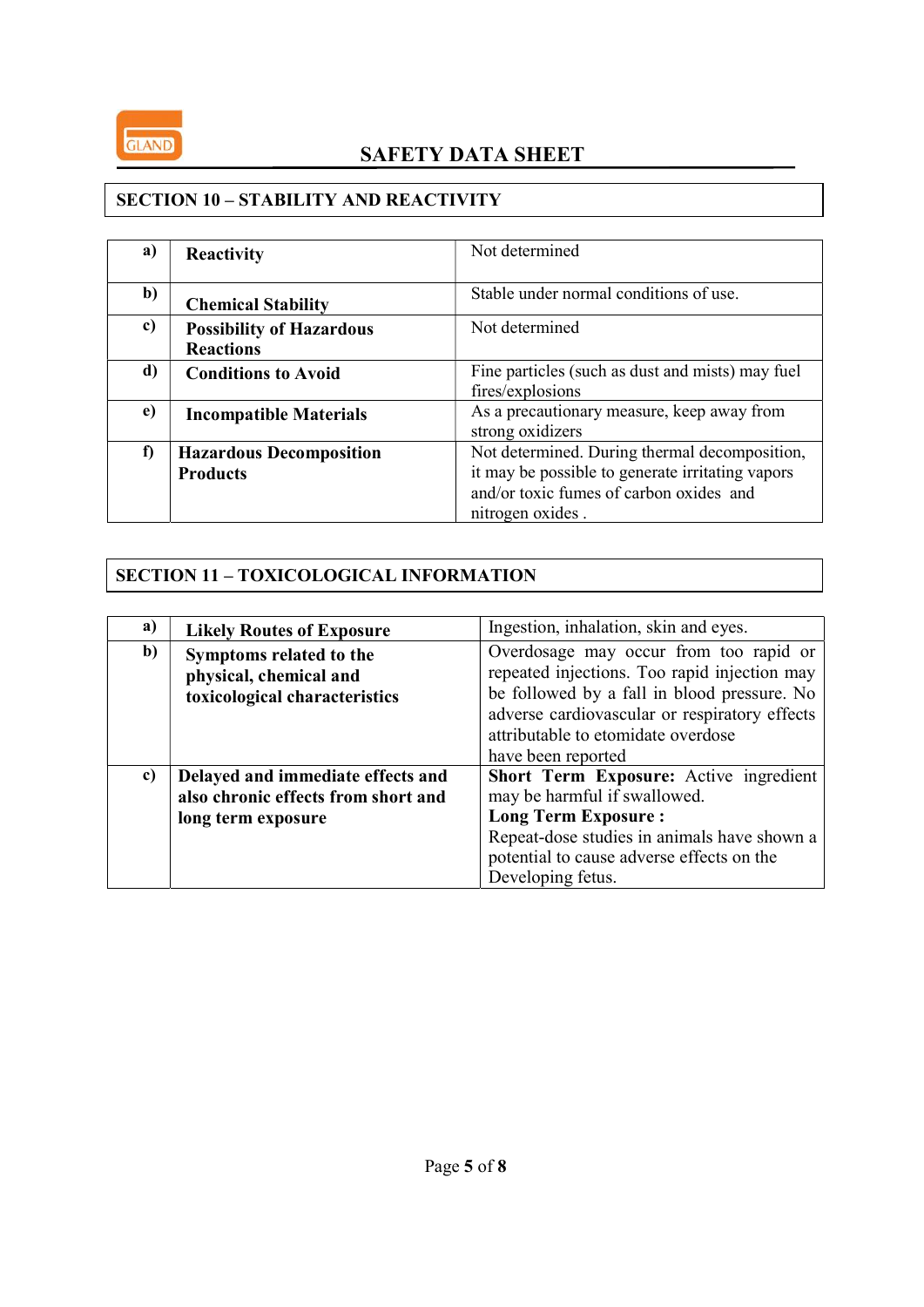## SECTION 10 – STABILITY AND REACTIVITY

| | | |
|---|---|---|
| **a)** | **Reactivity** | Not determined |
| **b)** | **Chemical Stability** | Stable under normal conditions of use. |
| **c)** | **Possibility of Hazardous Reactions** | Not determined |
| **d)** | **Conditions to Avoid** | Fine particles (such as dust and mists) may fuel fires/explosions |
| **e)** | **Incompatible Materials** | As a precautionary measure, keep away from strong oxidizers |
| **f)** | **Hazardous Decomposition Products** | Not determined. During thermal decomposition, it may be possible to generate irritating vapors and/or toxic fumes of carbon oxides and nitrogen oxides . |

## SECTION 11 – TOXICOLOGICAL INFORMATION

| | | |
|---|---|---|
| **a)** | **Likely Routes of Exposure** | Ingestion, inhalation, skin and eyes. |
| **b)** | **Symptoms related to the physical, chemical and toxicological characteristics** | Overdosage may occur from too rapid or repeated injections. Too rapid injection may be followed by a fall in blood pressure. No adverse cardiovascular or respiratory effects attributable to etomidate overdose have been reported |
| **c)** | **Delayed and immediate effects and also chronic effects from short and long term exposure** | **Short Term Exposure:** Active ingredient may be harmful if swallowed. **Long Term Exposure :** Repeat-dose studies in animals have shown a potential to cause adverse effects on the Developing fetus. |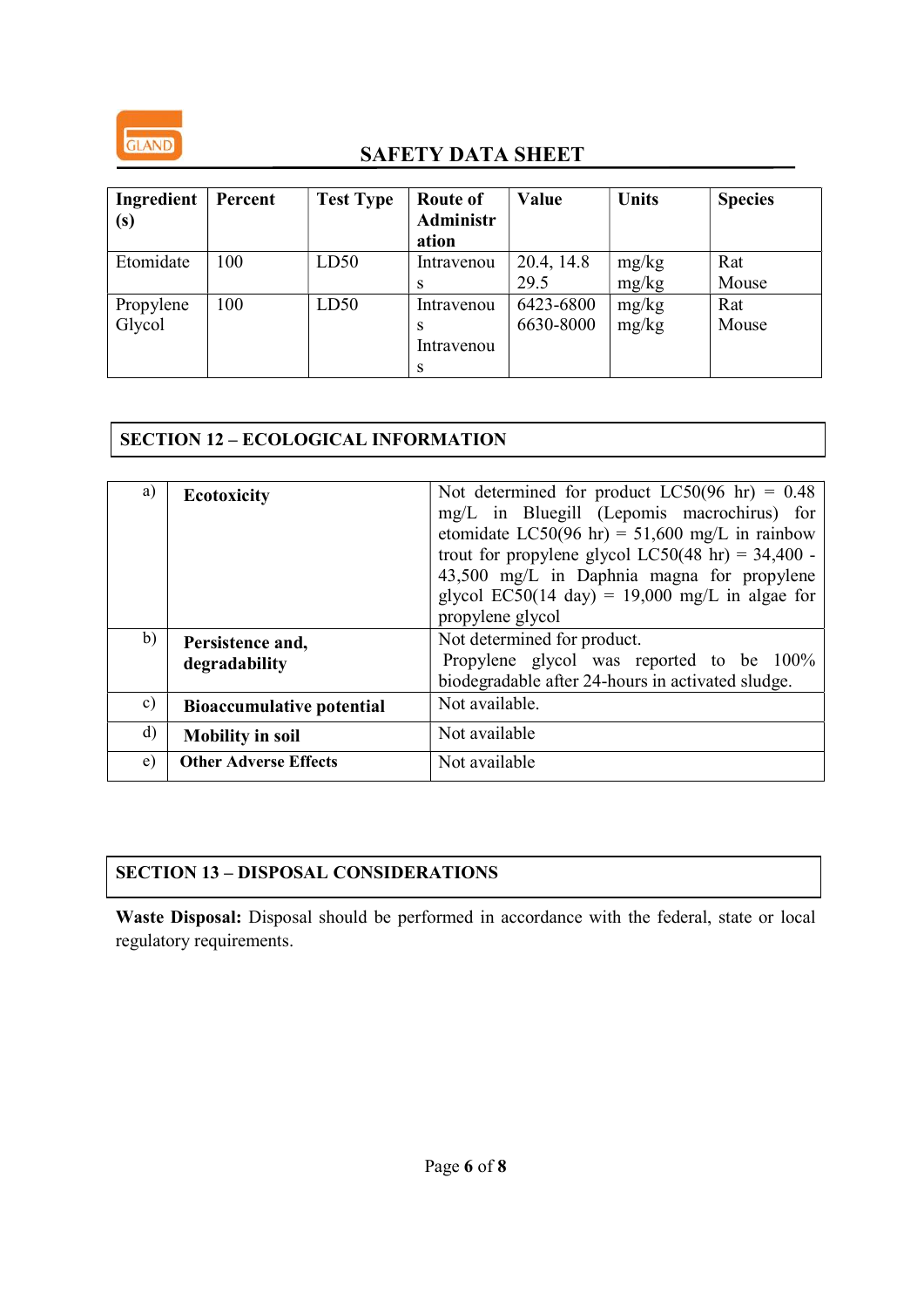| Ingredient (s) | Percent | Test Type | Route of Administration | Value | Units | Species |
|---|---|---|---|---|---|---|
| Etomidate | 100 | LD50 | Intravenous | 20.4, 14.8 29.5 | mg/kg mg/kg | Rat Mouse |
| Propylene Glycol | 100 | LD50 | Intravenous Intravenous | 6423-6800 6630-8000 | mg/kg mg/kg | Rat Mouse |

## SECTION 12 – ECOLOGICAL INFORMATION

| | | |
|---|---|---|
| a) | **Ecotoxicity** | Not determined for product LC50(96 hr) = 0.48 mg/L in Bluegill (Lepomis macrochirus) for etomidate LC50(96 hr) = 51,600 mg/L in rainbow trout for propylene glycol LC50(48 hr) = 34,400 - 43,500 mg/L in Daphnia magna for propylene glycol EC50(14 day) = 19,000 mg/L in algae for propylene glycol |
| b) | **Persistence and, degradability** | Not determined for product. Propylene glycol was reported to be 100% biodegradable after 24-hours in activated sludge. |
| c) | **Bioaccumulative potential** | Not available. |
| d) | **Mobility in soil** | Not available |
| e) | **Other Adverse Effects** | Not available |

## SECTION 13 – DISPOSAL CONSIDERATIONS

**Waste Disposal:** Disposal should be performed in accordance with the federal, state or local regulatory requirements.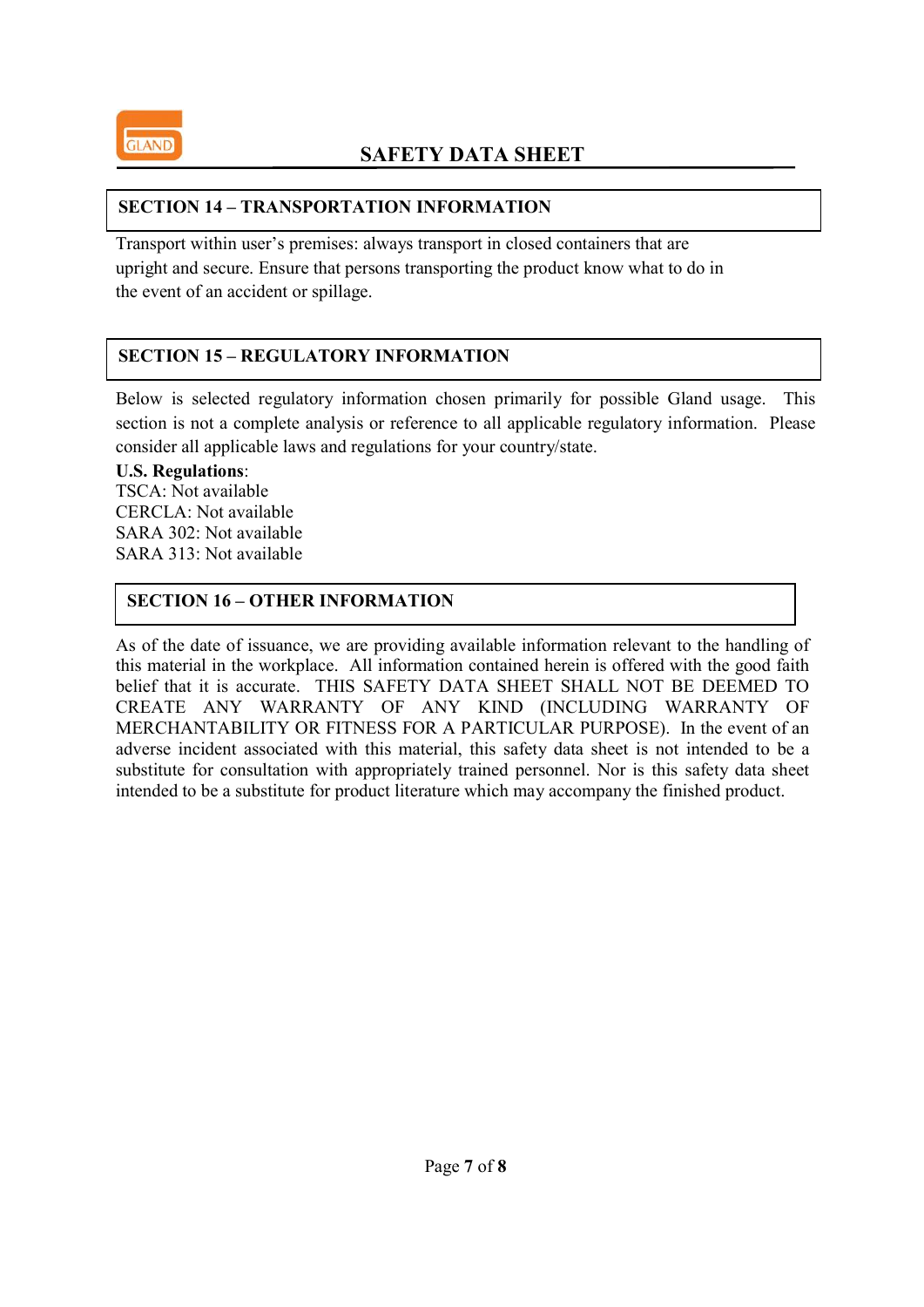## SECTION 14 – TRANSPORTATION INFORMATION

Transport within user's premises: always transport in closed containers that are upright and secure. Ensure that persons transporting the product know what to do in the event of an accident or spillage.

## SECTION 15 – REGULATORY INFORMATION

Below is selected regulatory information chosen primarily for possible Gland usage. This section is not a complete analysis or reference to all applicable regulatory information. Please consider all applicable laws and regulations for your country/state.

**U.S. Regulations**:
TSCA: Not available
CERCLA: Not available
SARA 302: Not available
SARA 313: Not available

## SECTION 16 – OTHER INFORMATION

As of the date of issuance, we are providing available information relevant to the handling of this material in the workplace. All information contained herein is offered with the good faith belief that it is accurate. THIS SAFETY DATA SHEET SHALL NOT BE DEEMED TO CREATE ANY WARRANTY OF ANY KIND (INCLUDING WARRANTY OF MERCHANTABILITY OR FITNESS FOR A PARTICULAR PURPOSE). In the event of an adverse incident associated with this material, this safety data sheet is not intended to be a substitute for consultation with appropriately trained personnel. Nor is this safety data sheet intended to be a substitute for product literature which may accompany the finished product.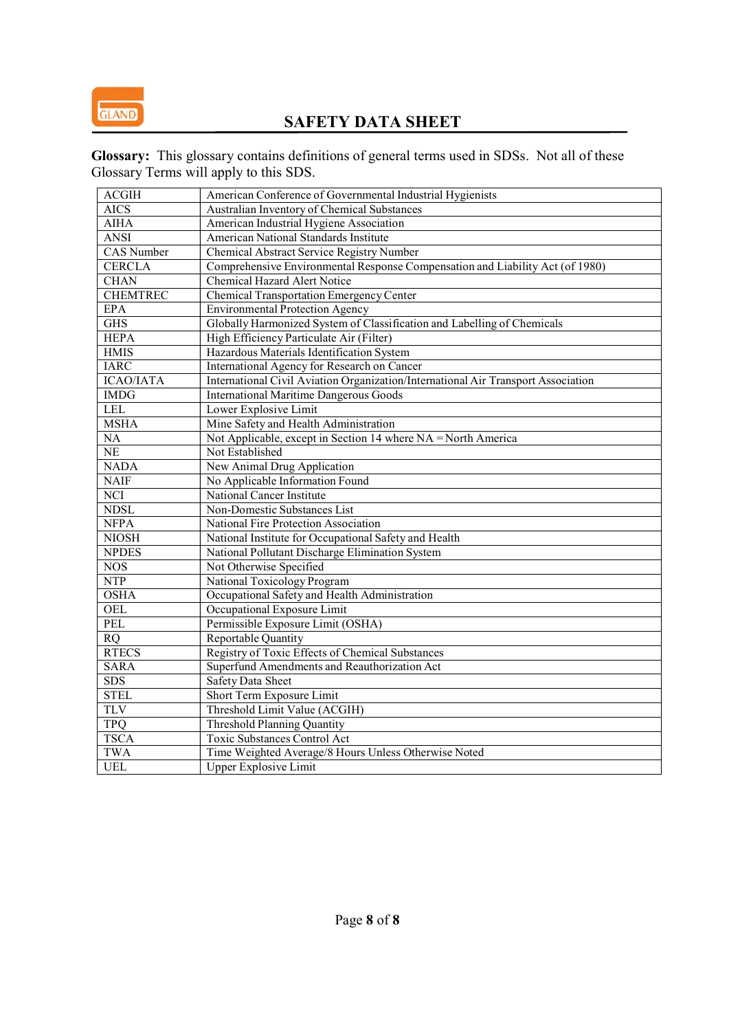# SAFETY DATA SHEET

**Glossary:** This glossary contains definitions of general terms used in SDSs. Not all of these Glossary Terms will apply to this SDS.

| | |
|---|---|
| ACGIH | American Conference of Governmental Industrial Hygienists |
| AICS | Australian Inventory of Chemical Substances |
| AIHA | American Industrial Hygiene Association |
| ANSI | American National Standards Institute |
| CAS Number | Chemical Abstract Service Registry Number |
| CERCLA | Comprehensive Environmental Response Compensation and Liability Act (of 1980) |
| CHAN | Chemical Hazard Alert Notice |
| CHEMTREC | Chemical Transportation Emergency Center |
| EPA | Environmental Protection Agency |
| GHS | Globally Harmonized System of Classification and Labelling of Chemicals |
| HEPA | High Efficiency Particulate Air (Filter) |
| HMIS | Hazardous Materials Identification System |
| IARC | International Agency for Research on Cancer |
| ICAO/IATA | International Civil Aviation Organization/International Air Transport Association |
| IMDG | International Maritime Dangerous Goods |
| LEL | Lower Explosive Limit |
| MSHA | Mine Safety and Health Administration |
| NA | Not Applicable, except in Section 14 where NA = North America |
| NE | Not Established |
| NADA | New Animal Drug Application |
| NAIF | No Applicable Information Found |
| NCI | National Cancer Institute |
| NDSL | Non-Domestic Substances List |
| NFPA | National Fire Protection Association |
| NIOSH | National Institute for Occupational Safety and Health |
| NPDES | National Pollutant Discharge Elimination System |
| NOS | Not Otherwise Specified |
| NTP | National Toxicology Program |
| OSHA | Occupational Safety and Health Administration |
| OEL | Occupational Exposure Limit |
| PEL | Permissible Exposure Limit (OSHA) |
| RQ | Reportable Quantity |
| RTECS | Registry of Toxic Effects of Chemical Substances |
| SARA | Superfund Amendments and Reauthorization Act |
| SDS | Safety Data Sheet |
| STEL | Short Term Exposure Limit |
| TLV | Threshold Limit Value (ACGIH) |
| TPQ | Threshold Planning Quantity |
| TSCA | Toxic Substances Control Act |
| TWA | Time Weighted Average/8 Hours Unless Otherwise Noted |
| UEL | Upper Explosive Limit |